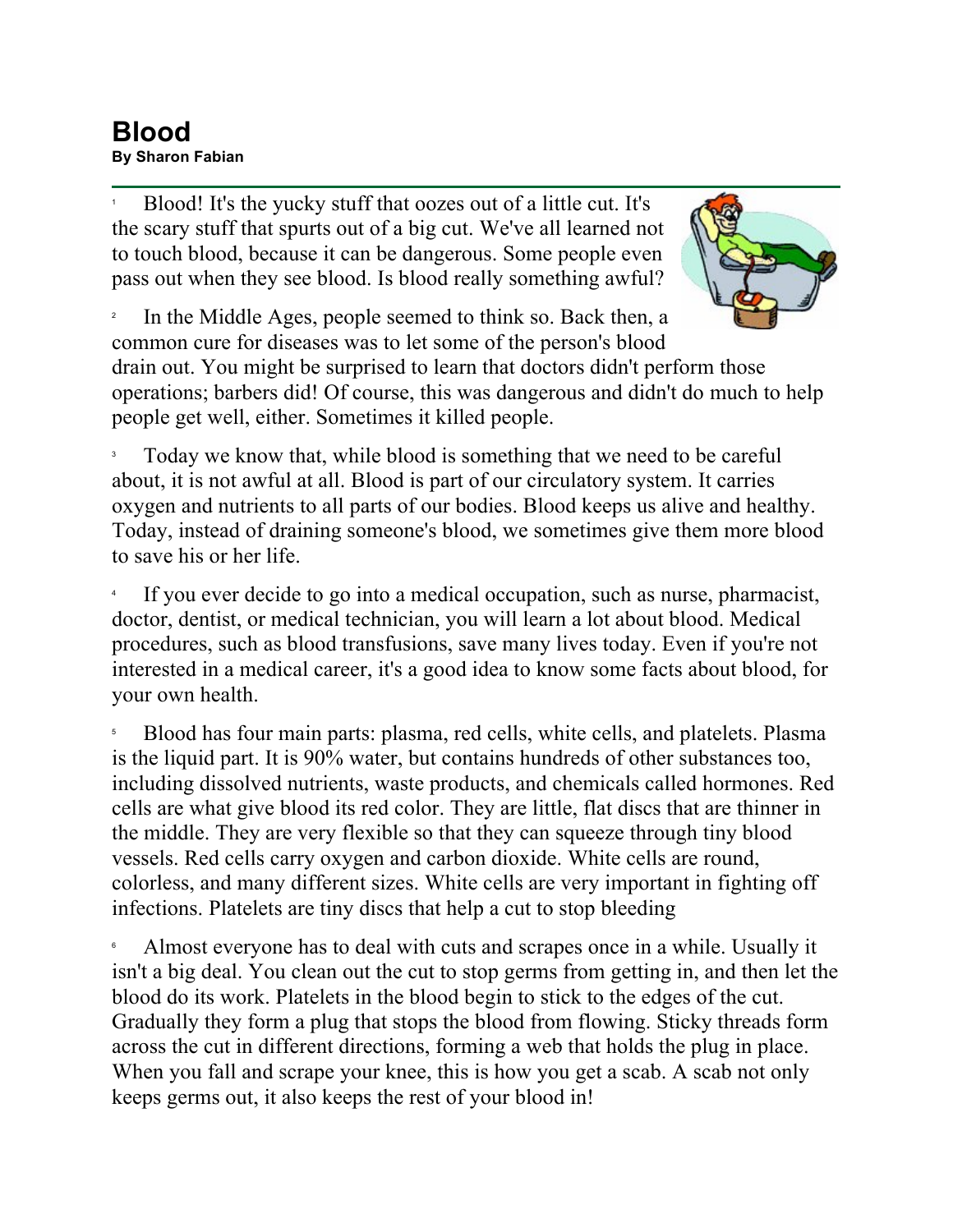# Blood

**By Sharon Fabian**

1 Blood! It's the yucky stuff that oozes out of a little cut. It's the scary stuff that spurts out of a big cut. We've all learned not to touch blood, because it can be dangerous. Some people even pass out when they see blood. Is blood really something awful?

2 In the Middle Ages, people seemed to think so. Back then, a common cure for diseases was to let some of the person's blood drain out. You might be surprised to learn that doctors didn't perform those operations; barbers did! Of course, this was dangerous and didn't do much to help people get well, either. Sometimes it killed people.

3 Today we know that, while blood is something that we need to be careful about, it is not awful at all. Blood is part of our circulatory system. It carries oxygen and nutrients to all parts of our bodies. Blood keeps us alive and healthy. Today, instead of draining someone's blood, we sometimes give them more blood to save his or her life.

4 If you ever decide to go into a medical occupation, such as nurse, pharmacist, doctor, dentist, or medical technician, you will learn a lot about blood. Medical procedures, such as blood transfusions, save many lives today. Even if you're not interested in a medical career, it's a good idea to know some facts about blood, for your own health.

5 Blood has four main parts: plasma, red cells, white cells, and platelets. Plasma is the liquid part. It is 90% water, but contains hundreds of other substances too, including dissolved nutrients, waste products, and chemicals called hormones. Red cells are what give blood its red color. They are little, flat discs that are thinner in the middle. They are very flexible so that they can squeeze through tiny blood vessels. Red cells carry oxygen and carbon dioxide. White cells are round, colorless, and many different sizes. White cells are very important in fighting off infections. Platelets are tiny discs that help a cut to stop bleeding

6 Almost everyone has to deal with cuts and scrapes once in a while. Usually it isn't a big deal. You clean out the cut to stop germs from getting in, and then let the blood do its work. Platelets in the blood begin to stick to the edges of the cut. Gradually they form a plug that stops the blood from flowing. Sticky threads form across the cut in different directions, forming a web that holds the plug in place. When you fall and scrape your knee, this is how you get a scab. A scab not only keeps germs out, it also keeps the rest of your blood in!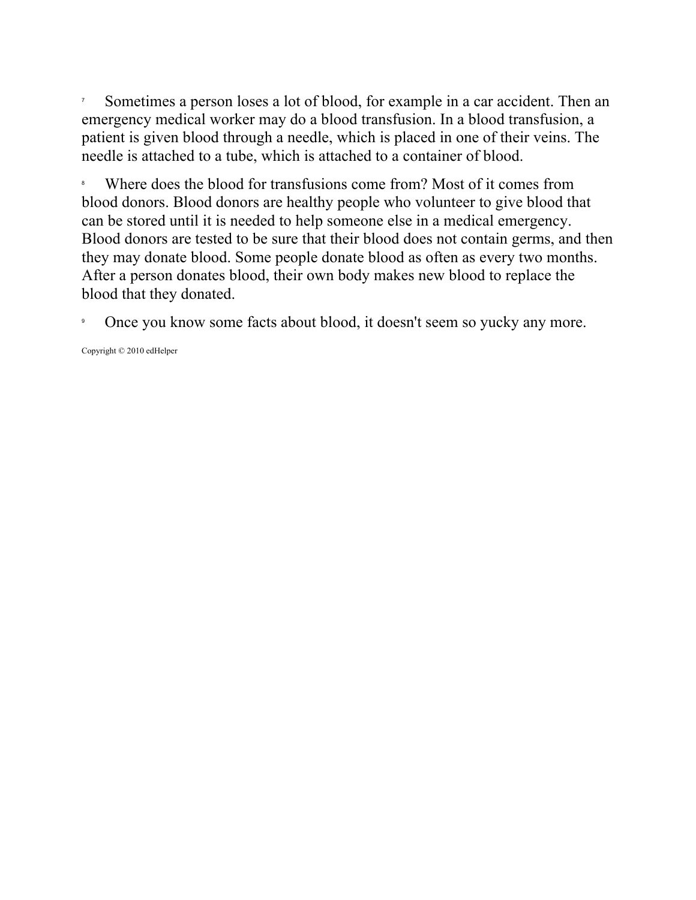[7] Sometimes a person loses a lot of blood, for example in a car accident. Then an emergency medical worker may do a blood transfusion. In a blood transfusion, a patient is given blood through a needle, which is placed in one of their veins. The needle is attached to a tube, which is attached to a container of blood.

[8] Where does the blood for transfusions come from? Most of it comes from blood donors. Blood donors are healthy people who volunteer to give blood that can be stored until it is needed to help someone else in a medical emergency. Blood donors are tested to be sure that their blood does not contain germs, and then they may donate blood. Some people donate blood as often as every two months. After a person donates blood, their own body makes new blood to replace the blood that they donated.

[9] Once you know some facts about blood, it doesn't seem so yucky any more.

Copyright © 2010 edHelper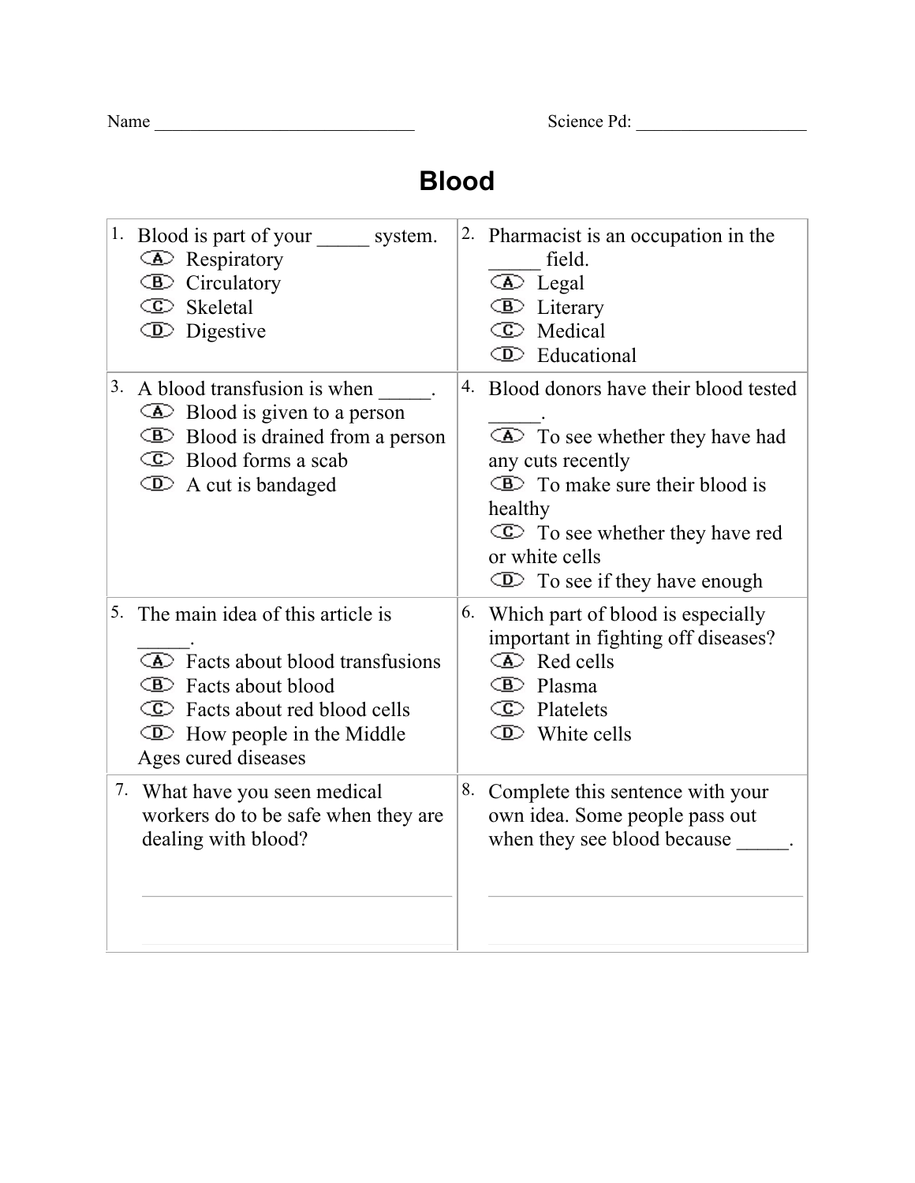Name ______________________________ Science Pd: ___________________

# Blood

1. Blood is part of your _____ system.
   - (A) Respiratory
   - (B) Circulatory
   - (C) Skeletal
   - (D) Digestive

2. Pharmacist is an occupation in the _____ field.
   - (A) Legal
   - (B) Literary
   - (C) Medical
   - (D) Educational

3. A blood transfusion is when _____.
   - (A) Blood is given to a person
   - (B) Blood is drained from a person
   - (C) Blood forms a scab
   - (D) A cut is bandaged

4. Blood donors have their blood tested _____.
   - (A) To see whether they have had any cuts recently
   - (B) To make sure their blood is healthy
   - (C) To see whether they have red or white cells
   - (D) To see if they have enough

5. The main idea of this article is _____.
   - (A) Facts about blood transfusions
   - (B) Facts about blood
   - (C) Facts about red blood cells
   - (D) How people in the Middle Ages cured diseases

6. Which part of blood is especially important in fighting off diseases?
   - (A) Red cells
   - (B) Plasma
   - (C) Platelets
   - (D) White cells

7. What have you seen medical workers do to be safe when they are dealing with blood?

   ______________________________________________

8. Complete this sentence with your own idea. Some people pass out when they see blood because _____.

   ______________________________________________